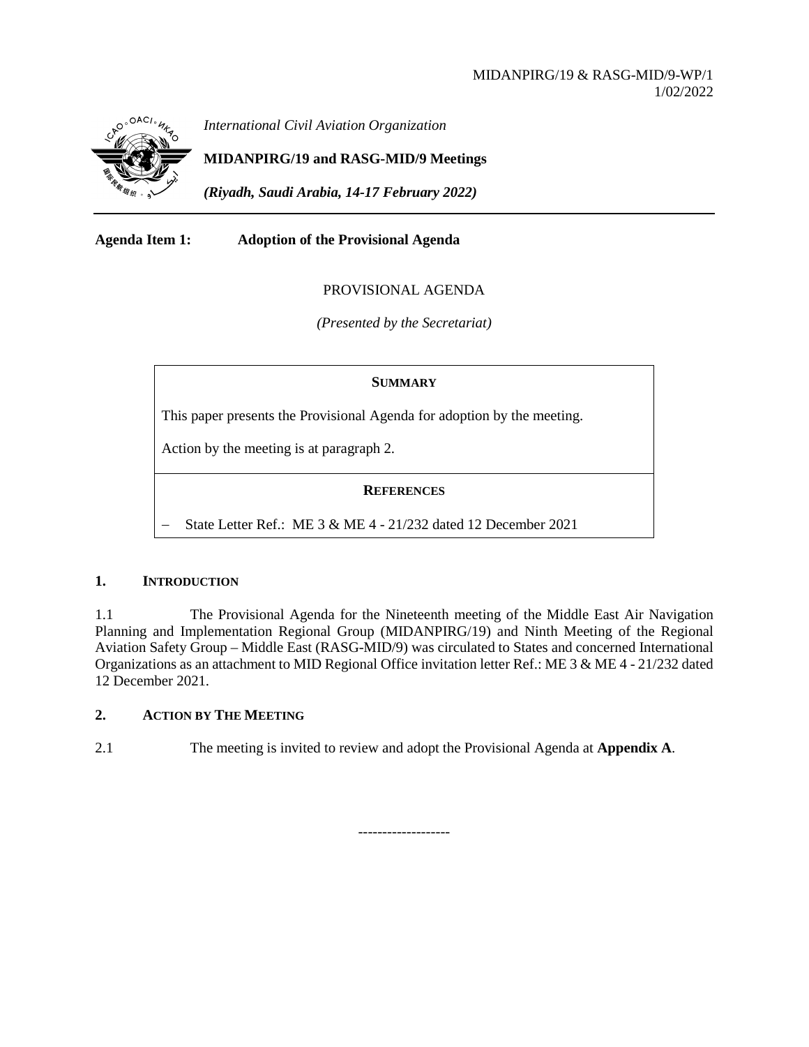MIDANPIRG/19 & RASG-MID/9-WP/1
1/02/2022

*International Civil Aviation Organization*

**MIDANPIRG/19 and RASG-MID/9 Meetings**

***(Riyadh, Saudi Arabia, 14-17 February 2022)***

---

**Agenda Item 1: Adoption of the Provisional Agenda**

PROVISIONAL AGENDA

*(Presented by the Secretariat)*

| **SUMMARY** |
| --- |
| This paper presents the Provisional Agenda for adoption by the meeting.<br><br>Action by the meeting is at paragraph 2. |
| **REFERENCES** |
| − State Letter Ref.: ME 3 & ME 4 - 21/232 dated 12 December 2021 |

## 1. INTRODUCTION

1.1 The Provisional Agenda for the Nineteenth meeting of the Middle East Air Navigation Planning and Implementation Regional Group (MIDANPIRG/19) and Ninth Meeting of the Regional Aviation Safety Group – Middle East (RASG-MID/9) was circulated to States and concerned International Organizations as an attachment to MID Regional Office invitation letter Ref.: ME 3 & ME 4 - 21/232 dated 12 December 2021.

## 2. ACTION BY THE MEETING

2.1 The meeting is invited to review and adopt the Provisional Agenda at **Appendix A**.

-------------------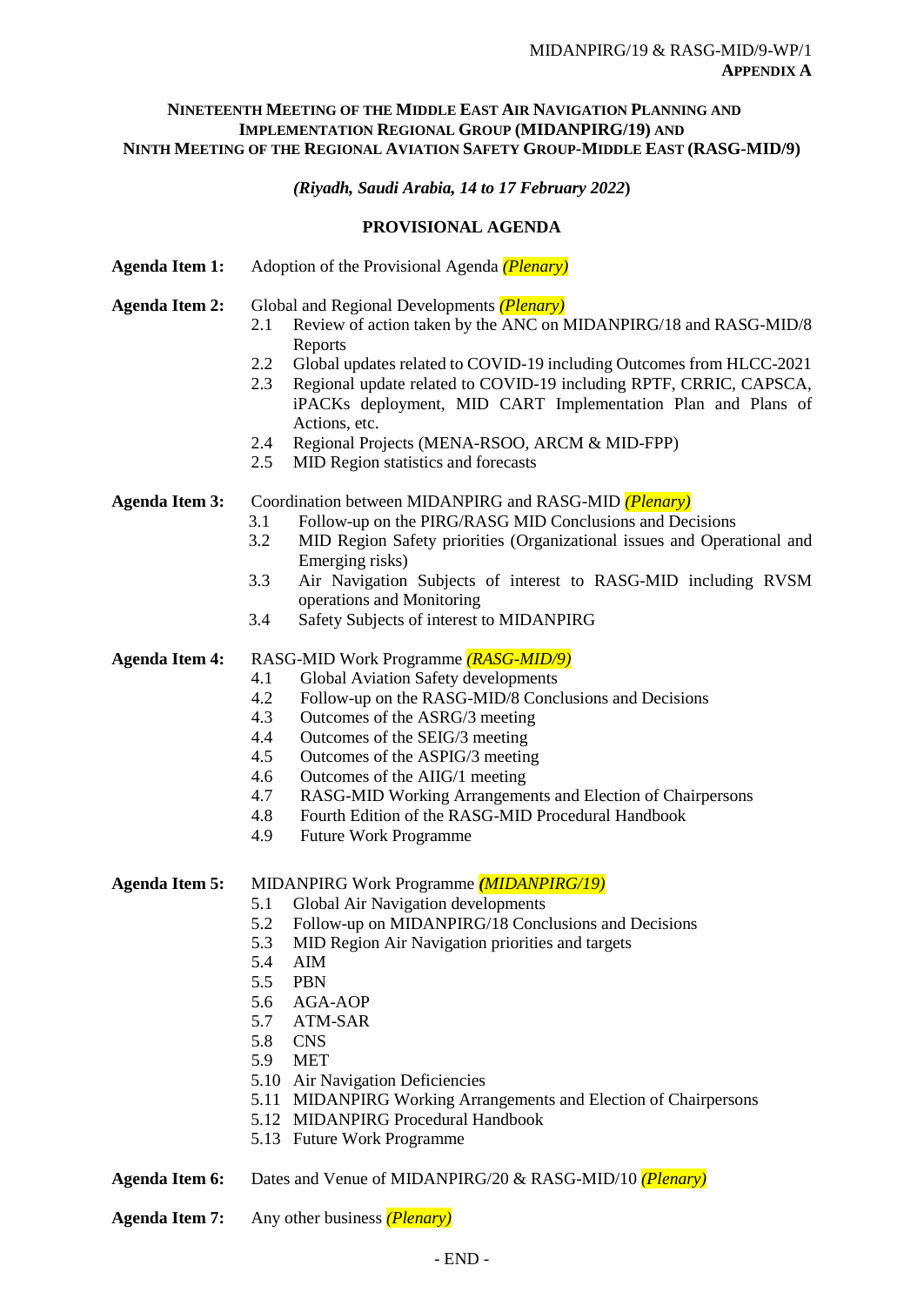MIDANPIRG/19 & RASG-MID/9-WP/1
**APPENDIX A**

**NINETEENTH MEETING OF THE MIDDLE EAST AIR NAVIGATION PLANNING AND IMPLEMENTATION REGIONAL GROUP (MIDANPIRG/19) AND NINTH MEETING OF THE REGIONAL AVIATION SAFETY GROUP-MIDDLE EAST (RASG-MID/9)**

***(Riyadh, Saudi Arabia, 14 to 17 February 2022)***

**PROVISIONAL AGENDA**

**Agenda Item 1:** Adoption of the Provisional Agenda *(Plenary)*

**Agenda Item 2:** Global and Regional Developments *(Plenary)*

- 2.1 Review of action taken by the ANC on MIDANPIRG/18 and RASG-MID/8 Reports
- 2.2 Global updates related to COVID-19 including Outcomes from HLCC-2021
- 2.3 Regional update related to COVID-19 including RPTF, CRRIC, CAPSCA, iPACKs deployment, MID CART Implementation Plan and Plans of Actions, etc.
- 2.4 Regional Projects (MENA-RSOO, ARCM & MID-FPP)
- 2.5 MID Region statistics and forecasts

**Agenda Item 3:** Coordination between MIDANPIRG and RASG-MID *(Plenary)*

- 3.1 Follow-up on the PIRG/RASG MID Conclusions and Decisions
- 3.2 MID Region Safety priorities (Organizational issues and Operational and Emerging risks)
- 3.3 Air Navigation Subjects of interest to RASG-MID including RVSM operations and Monitoring
- 3.4 Safety Subjects of interest to MIDANPIRG

**Agenda Item 4:** RASG-MID Work Programme *(RASG-MID/9)*

- 4.1 Global Aviation Safety developments
- 4.2 Follow-up on the RASG-MID/8 Conclusions and Decisions
- 4.3 Outcomes of the ASRG/3 meeting
- 4.4 Outcomes of the SEIG/3 meeting
- 4.5 Outcomes of the ASPIG/3 meeting
- 4.6 Outcomes of the AIIG/1 meeting
- 4.7 RASG-MID Working Arrangements and Election of Chairpersons
- 4.8 Fourth Edition of the RASG-MID Procedural Handbook
- 4.9 Future Work Programme

**Agenda Item 5:** MIDANPIRG Work Programme ***(MIDANPIRG/19)***

- 5.1 Global Air Navigation developments
- 5.2 Follow-up on MIDANPIRG/18 Conclusions and Decisions
- 5.3 MID Region Air Navigation priorities and targets
- 5.4 AIM
- 5.5 PBN
- 5.6 AGA-AOP
- 5.7 ATM-SAR
- 5.8 CNS
- 5.9 MET
- 5.10 Air Navigation Deficiencies
- 5.11 MIDANPIRG Working Arrangements and Election of Chairpersons
- 5.12 MIDANPIRG Procedural Handbook
- 5.13 Future Work Programme

**Agenda Item 6:** Dates and Venue of MIDANPIRG/20 & RASG-MID/10 *(Plenary)*

**Agenda Item 7:** Any other business *(Plenary)*

- END -